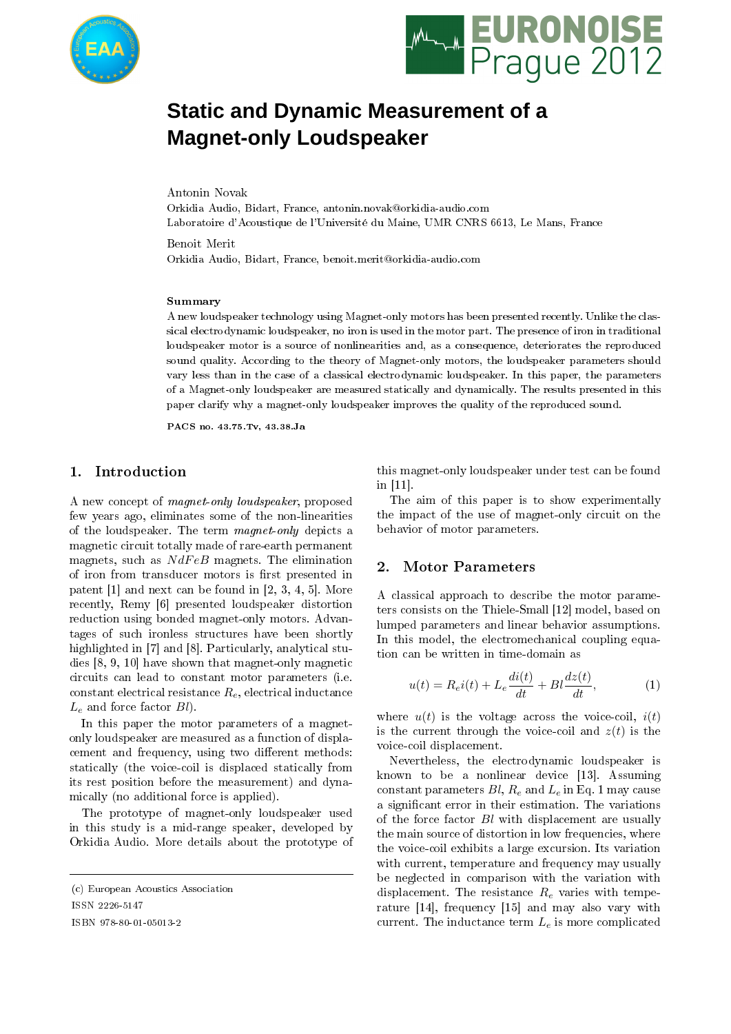# Static and Dynamic Measurement of a Magnet-only Loudspeaker

Antonin Novak
Orkidia Audio, Bidart, France, antonin.novak@orkidia-audio.com
Laboratoire d'Acoustique de l'Université du Maine, UMR CNRS 6613, Le Mans, France

Benoit Merit
Orkidia Audio, Bidart, France, benoit.merit@orkidia-audio.com

**Summary**

A new loudspeaker technology using Magnet-only motors has been presented recently. Unlike the classical electrodynamic loudspeaker, no iron is used in the motor part. The presence of iron in traditional loudspeaker motor is a source of nonlinearities and, as a consequence, deteriorates the reproduced sound quality. According to the theory of Magnet-only motors, the loudspeaker parameters should vary less than in the case of a classical electrodynamic loudspeaker. In this paper, the parameters of a Magnet-only loudspeaker are measured statically and dynamically. The results presented in this paper clarify why a magnet-only loudspeaker improves the quality of the reproduced sound.

**PACS no. 43.75.Tv, 43.38.Ja**

## 1. Introduction

A new concept of *magnet-only loudspeaker*, proposed few years ago, eliminates some of the non-linearities of the loudspeaker. The term *magnet-only* depicts a magnetic circuit totally made of rare-earth permanent magnets, such as $NdFeB$ magnets. The elimination of iron from transducer motors is first presented in patent [1] and next can be found in [2, 3, 4, 5]. More recently, Remy [6] presented loudspeaker distortion reduction using bonded magnet-only motors. Advantages of such ironless structures have been shortly highlighted in [7] and [8]. Particularly, analytical studies [8, 9, 10] have shown that magnet-only magnetic circuits can lead to constant motor parameters (i.e. constant electrical resistance $R_e$, electrical inductance $L_e$ and force factor $Bl$).

In this paper the motor parameters of a magnet-only loudspeaker are measured as a function of displacement and frequency, using two different methods: statically (the voice-coil is displaced statically from its rest position before the measurement) and dynamically (no additional force is applied).

The prototype of magnet-only loudspeaker used in this study is a mid-range speaker, developed by Orkidia Audio. More details about the prototype of this magnet-only loudspeaker under test can be found in [11].

The aim of this paper is to show experimentally the impact of the use of magnet-only circuit on the behavior of motor parameters.

## 2. Motor Parameters

A classical approach to describe the motor parameters consists on the Thiele-Small [12] model, based on lumped parameters and linear behavior assumptions. In this model, the electromechanical coupling equation can be written in time-domain as

$$u(t) = R_e i(t) + L_e \frac{di(t)}{dt} + Bl \frac{dz(t)}{dt}, \tag{1}$$

where $u(t)$ is the voltage across the voice-coil, $i(t)$ is the current through the voice-coil and $z(t)$ is the voice-coil displacement.

Nevertheless, the electrodynamic loudspeaker is known to be a nonlinear device [13]. Assuming constant parameters $Bl$, $R_e$ and $L_e$ in Eq. 1 may cause a significant error in their estimation. The variations of the force factor $Bl$ with displacement are usually the main source of distortion in low frequencies, where the voice-coil exhibits a large excursion. Its variation with current, temperature and frequency may usually be neglected in comparison with the variation with displacement. The resistance $R_e$ varies with temperature [14], frequency [15] and may also vary with current. The inductance term $L_e$ is more complicated

(c) European Acoustics Association
ISSN 2226-5147
ISBN 978-80-01-05013-2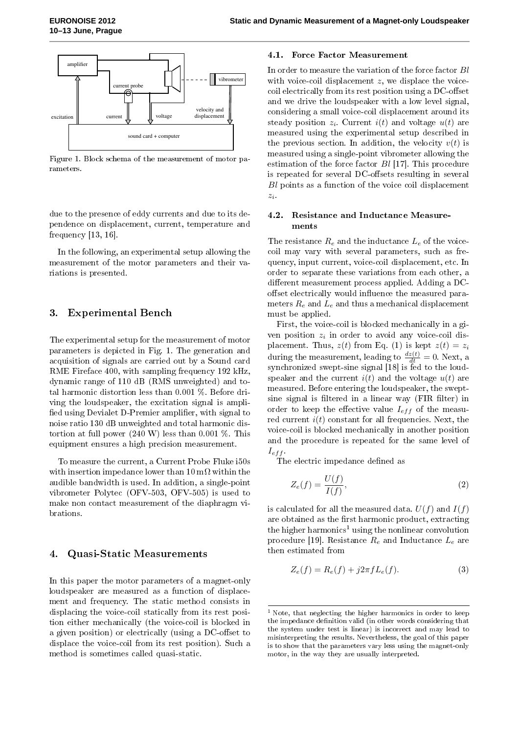Figure 1. Block schema of the measurement of motor parameters.

due to the presence of eddy currents and due to its dependence on displacement, current, temperature and frequency [13, 16].

In the following, an experimental setup allowing the measurement of the motor parameters and their variations is presented.

## 3. Experimental Bench

The experimental setup for the measurement of motor parameters is depicted in Fig. 1. The generation and acquisition of signals are carried out by a Sound card RME Fireface 400, with sampling frequency 192 kHz, dynamic range of 110 dB (RMS unweighted) and total harmonic distortion less than 0.001 %. Before driving the loudspeaker, the excitation signal is amplified using Devialet D-Premier amplifier, with signal to noise ratio 130 dB unweighted and total harmonic distortion at full power (240 W) less than 0.001 %. This equipment ensures a high precision measurement.

To measure the current, a Current Probe Fluke i50s with insertion impedance lower than $10\,\mathrm{m}\Omega$ within the audible bandwidth is used. In addition, a single-point vibrometer Polytec (OFV-503, OFV-505) is used to make non contact measurement of the diaphragm vibrations.

## 4. Quasi-Static Measurements

In this paper the motor parameters of a magnet-only loudspeaker are measured as a function of displacement and frequency. The static method consists in displacing the voice-coil statically from its rest position either mechanically (the voice-coil is blocked in a given position) or electrically (using a DC-offset to displace the voice-coil from its rest position). Such a method is sometimes called quasi-static.

### 4.1. Force Factor Measurement

In order to measure the variation of the force factor $Bl$ with voice-coil displacement $z$, we displace the voice-coil electrically from its rest position using a DC-offset and we drive the loudspeaker with a low level signal, considering a small voice-coil displacement around its steady position $z_i$. Current $i(t)$ and voltage $u(t)$ are measured using the experimental setup described in the previous section. In addition, the velocity $v(t)$ is measured using a single-point vibrometer allowing the estimation of the force factor $Bl$ [17]. This procedure is repeated for several DC-offsets resulting in several $Bl$ points as a function of the voice coil displacement $z_i$.

### 4.2. Resistance and Inductance Measurements

The resistance $R_e$ and the inductance $L_e$ of the voice-coil may vary with several parameters, such as frequency, input current, voice-coil displacement, etc. In order to separate these variations from each other, a different measurement process applied. Adding a DC-offset electrically would influence the measured parameters $R_e$ and $L_e$ and thus a mechanical displacement must be applied.

First, the voice-coil is blocked mechanically in a given position $z_i$ in order to avoid any voice-coil displacement. Thus, $z(t)$ from Eq. (1) is kept $z(t) = z_i$ during the measurement, leading to $\frac{dz(t)}{dt} = 0$. Next, a synchronized swept-sine signal [18] is fed to the loudspeaker and the current $i(t)$ and the voltage $u(t)$ are measured. Before entering the loudspeaker, the swept-sine signal is filtered in a linear way (FIR filter) in order to keep the effective value $I_{eff}$ of the measured current $i(t)$ constant for all frequencies. Next, the voice-coil is blocked mechanically in another position and the procedure is repeated for the same level of $I_{eff}$.

The electric impedance defined as

$$Z_e(f) = \frac{U(f)}{I(f)}, \tag{2}$$

is calculated for all the measured data. $U(f)$ and $I(f)$ are obtained as the first harmonic product, extracting the higher harmonics[1] using the nonlinear convolution procedure [19]. Resistance $R_e$ and Inductance $L_e$ are then estimated from

$$Z_e(f) = R_e(f) + j2\pi f L_e(f). \tag{3}$$

[1] Note, that neglecting the higher harmonics in order to keep the impedance definition valid (in other words considering that the system under test is linear) is incorrect and may lead to misinterpreting the results. Nevertheless, the goal of this paper is to show that the parameters vary less using the magnet-only motor, in the way they are usually interpreted.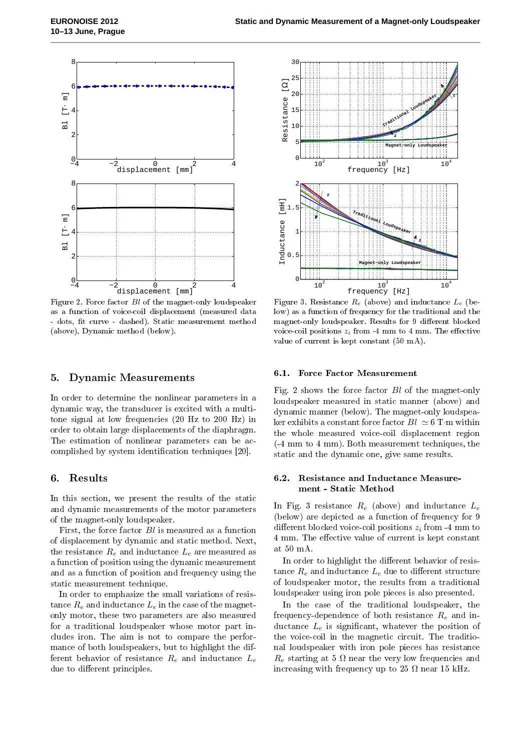Figure 2. Force factor $Bl$ of the magnet-only loudspeaker as a function of voice-coil displacement (measured data - dots, fit curve - dashed). Static measurement method (above), Dynamic method (below).

Figure 3. Resistance $R_e$ (above) and inductance $L_e$ (below) as a function of frequency for the traditional and the magnet-only loudspeaker. Results for 9 different blocked voice-coil positions $z_i$ from -4 mm to 4 mm. The effective value of current is kept constant (50 mA).

## 5. Dynamic Measurements

In order to determine the nonlinear parameters in a dynamic way, the transducer is excited with a multitone signal at low frequencies (20 Hz to 200 Hz) in order to obtain large displacements of the diaphragm. The estimation of nonlinear parameters can be accomplished by system identification techniques [20].

## 6. Results

In this section, we present the results of the static and dynamic measurements of the motor parameters of the magnet-only loudspeaker.

First, the force factor $Bl$ is measured as a function of displacement by dynamic and static method. Next, the resistance $R_e$ and inductance $L_e$ are measured as a function of position using the dynamic measurement and as a function of position and frequency using the static measurement technique.

In order to emphasize the small variations of resistance $R_e$ and inductance $L_e$ in the case of the magnet-only motor, these two parameters are also measured for a traditional loudspeaker whose motor part includes iron. The aim is not to compare the performance of both loudspeakers, but to highlight the different behavior of resistance $R_e$ and inductance $L_e$ due to different principles.

### 6.1. Force Factor Measurement

Fig. 2 shows the force factor $Bl$ of the magnet-only loudspeaker measured in static manner (above) and dynamic manner (below). The magnet-only loudspeaker exhibits a constant force factor $Bl \simeq 6$ T·m within the whole measured voice-coil displacement region (-4 mm to 4 mm). Both measurement techniques, the static and the dynamic one, give same results.

### 6.2. Resistance and Inductance Measurement - Static Method

In Fig. 3 resistance $R_e$ (above) and inductance $L_e$ (below) are depicted as a function of frequency for 9 different blocked voice-coil positions $z_i$ from -4 mm to 4 mm. The effective value of current is kept constant at 50 mA.

In order to highlight the different behavior of resistance $R_e$ and inductance $L_e$ due to different structure of loudspeaker motor, the results from a traditional loudspeaker using iron pole pieces is also presented.

In the case of the traditional loudspeaker, the frequency-dependence of both resistance $R_e$ and inductance $L_e$ is significant, whatever the position of the voice-coil in the magnetic circuit. The traditional loudspeaker with iron pole pieces has resistance $R_e$ starting at 5 Ω near the very low frequencies and increasing with frequency up to 25 Ω near 15 kHz.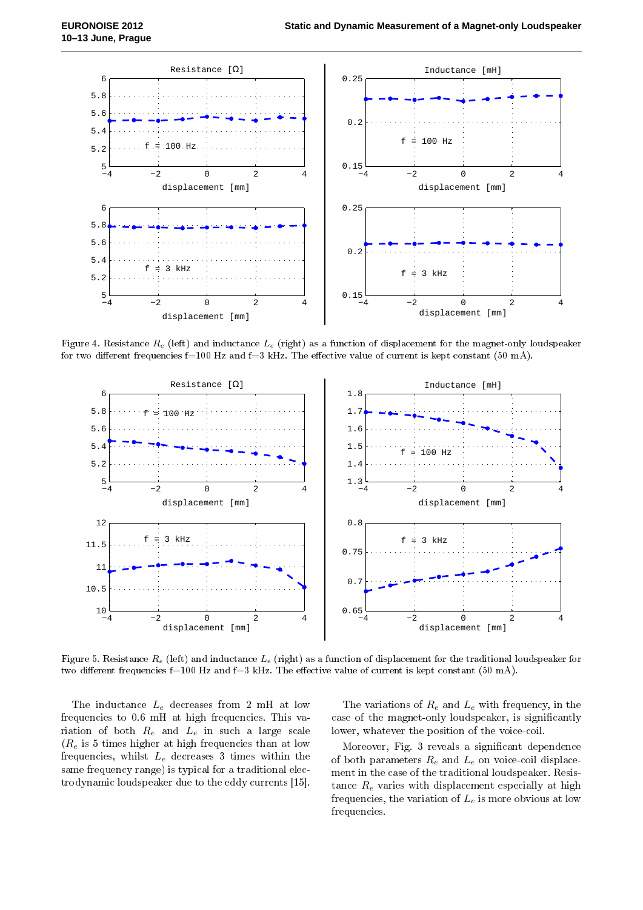Figure 4. Resistance $R_e$ (left) and inductance $L_e$ (right) as a function of displacement for the magnet-only loudspeaker for two different frequencies f=100 Hz and f=3 kHz. The effective value of current is kept constant (50 mA).

Figure 5. Resistance $R_e$ (left) and inductance $L_e$ (right) as a function of displacement for the traditional loudspeaker for two different frequencies f=100 Hz and f=3 kHz. The effective value of current is kept constant (50 mA).

The inductance $L_e$ decreases from 2 mH at low frequencies to 0.6 mH at high frequencies. This variation of both $R_e$ and $L_e$ in such a large scale ($R_e$ is 5 times higher at high frequencies than at low frequencies, whilst $L_e$ decreases 3 times within the same frequency range) is typical for a traditional electrodynamic loudspeaker due to the eddy currents [15].

The variations of $R_e$ and $L_e$ with frequency, in the case of the magnet-only loudspeaker, is significantly lower, whatever the position of the voice-coil.

Moreover, Fig. 3 reveals a significant dependence of both parameters $R_e$ and $L_e$ on voice-coil displacement in the case of the traditional loudspeaker. Resistance $R_e$ varies with displacement especially at high frequencies, the variation of $L_e$ is more obvious at low frequencies.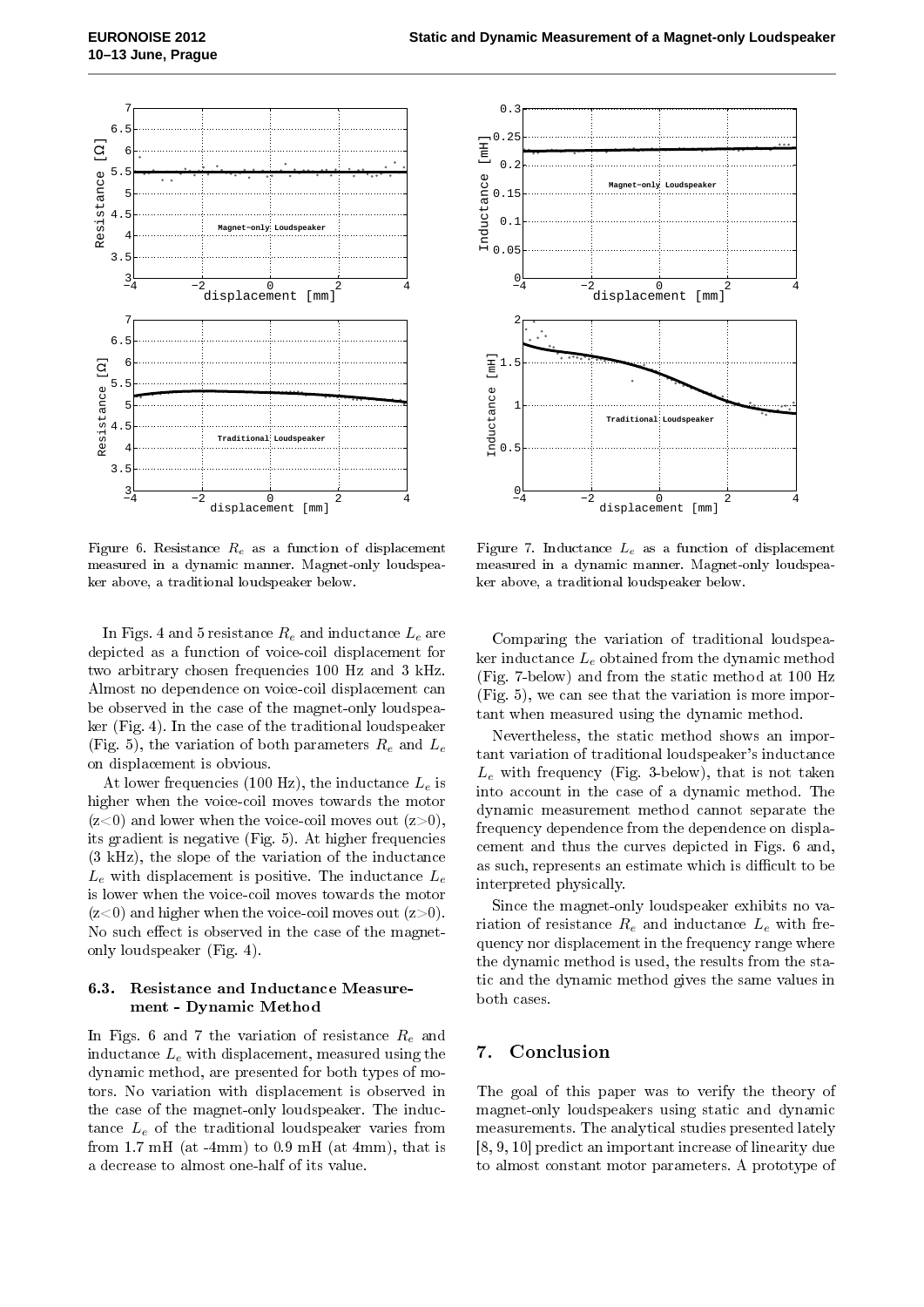Figure 6. Resistance $R_e$ as a function of displacement measured in a dynamic manner. Magnet-only loudspeaker above, a traditional loudspeaker below.

Figure 7. Inductance $L_e$ as a function of displacement measured in a dynamic manner. Magnet-only loudspeaker above, a traditional loudspeaker below.

In Figs. 4 and 5 resistance $R_e$ and inductance $L_e$ are depicted as a function of voice-coil displacement for two arbitrary chosen frequencies 100 Hz and 3 kHz. Almost no dependence on voice-coil displacement can be observed in the case of the magnet-only loudspeaker (Fig. 4). In the case of the traditional loudspeaker (Fig. 5), the variation of both parameters $R_e$ and $L_e$ on displacement is obvious.

At lower frequencies (100 Hz), the inductance $L_e$ is higher when the voice-coil moves towards the motor ($z<0$) and lower when the voice-coil moves out ($z>0$), its gradient is negative (Fig. 5). At higher frequencies (3 kHz), the slope of the variation of the inductance $L_e$ with displacement is positive. The inductance $L_e$ is lower when the voice-coil moves towards the motor ($z<0$) and higher when the voice-coil moves out ($z>0$). No such effect is observed in the case of the magnet-only loudspeaker (Fig. 4).

### 6.3. Resistance and Inductance Measurement - Dynamic Method

In Figs. 6 and 7 the variation of resistance $R_e$ and inductance $L_e$ with displacement, measured using the dynamic method, are presented for both types of motors. No variation with displacement is observed in the case of the magnet-only loudspeaker. The inductance $L_e$ of the traditional loudspeaker varies from from 1.7 mH (at -4mm) to 0.9 mH (at 4mm), that is a decrease to almost one-half of its value.

Comparing the variation of traditional loudspeaker inductance $L_e$ obtained from the dynamic method (Fig. 7-below) and from the static method at 100 Hz (Fig. 5), we can see that the variation is more important when measured using the dynamic method.

Nevertheless, the static method shows an important variation of traditional loudspeaker's inductance $L_e$ with frequency (Fig. 3-below), that is not taken into account in the case of a dynamic method. The dynamic measurement method cannot separate the frequency dependence from the dependence on displacement and thus the curves depicted in Figs. 6 and, as such, represents an estimate which is difficult to be interpreted physically.

Since the magnet-only loudspeaker exhibits no variation of resistance $R_e$ and inductance $L_e$ with frequency nor displacement in the frequency range where the dynamic method is used, the results from the static and the dynamic method gives the same values in both cases.

## 7. Conclusion

The goal of this paper was to verify the theory of magnet-only loudspeakers using static and dynamic measurements. The analytical studies presented lately [8, 9, 10] predict an important increase of linearity due to almost constant motor parameters. A prototype of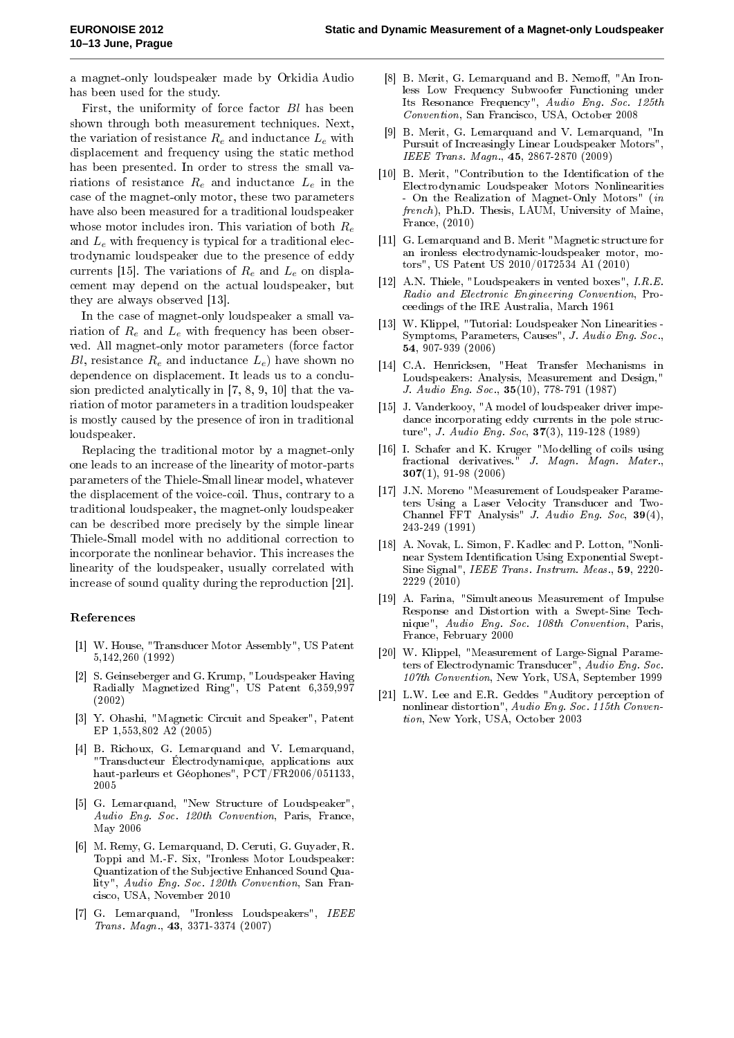a magnet-only loudspeaker made by Orkidia Audio has been used for the study.

First, the uniformity of force factor $Bl$ has been shown through both measurement techniques. Next, the variation of resistance $R_e$ and inductance $L_e$ with displacement and frequency using the static method has been presented. In order to stress the small variations of resistance $R_e$ and inductance $L_e$ in the case of the magnet-only motor, these two parameters have also been measured for a traditional loudspeaker whose motor includes iron. This variation of both $R_e$ and $L_e$ with frequency is typical for a traditional electrodynamic loudspeaker due to the presence of eddy currents [15]. The variations of $R_e$ and $L_e$ on displacement may depend on the actual loudspeaker, but they are always observed [13].

In the case of magnet-only loudspeaker a small variation of $R_e$ and $L_e$ with frequency has been observed. All magnet-only motor parameters (force factor $Bl$, resistance $R_e$ and inductance $L_e$) have shown no dependence on displacement. It leads us to a conclusion predicted analytically in [7, 8, 9, 10] that the variation of motor parameters in a tradition loudspeaker is mostly caused by the presence of iron in traditional loudspeaker.

Replacing the traditional motor by a magnet-only one leads to an increase of the linearity of motor-parts parameters of the Thiele-Small linear model, whatever the displacement of the voice-coil. Thus, contrary to a traditional loudspeaker, the magnet-only loudspeaker can be described more precisely by the simple linear Thiele-Small model with no additional correction to incorporate the nonlinear behavior. This increases the linearity of the loudspeaker, usually correlated with increase of sound quality during the reproduction [21].

### References

[1] W. House, "Transducer Motor Assembly", US Patent 5,142,260 (1992)

[2] S. Geinseberger and G. Krump, "Loudspeaker Having Radially Magnetized Ring", US Patent 6,359,997 (2002)

[3] Y. Ohashi, "Magnetic Circuit and Speaker", Patent EP 1,553,802 A2 (2005)

[4] B. Richoux, G. Lemarquand and V. Lemarquand, "Transducteur Électrodynamique, applications aux haut-parleurs et Géophones", PCT/FR2006/051133, 2005

[5] G. Lemarquand, "New Structure of Loudspeaker", *Audio Eng. Soc. 120th Convention*, Paris, France, May 2006

[6] M. Remy, G. Lemarquand, D. Ceruti, G. Guyader, R. Toppi and M.-F. Six, "Ironless Motor Loudspeaker: Quantization of the Subjective Enhanced Sound Quality", *Audio Eng. Soc. 120th Convention*, San Francisco, USA, November 2010

[7] G. Lemarquand, "Ironless Loudspeakers", *IEEE Trans. Magn.*, **43**, 3371-3374 (2007)

[8] B. Merit, G. Lemarquand and B. Nemoff, "An Ironless Low Frequency Subwoofer Functioning under Its Resonance Frequency", *Audio Eng. Soc. 125th Convention*, San Francisco, USA, October 2008

[9] B. Merit, G. Lemarquand and V. Lemarquand, "In Pursuit of Increasingly Linear Loudspeaker Motors", *IEEE Trans. Magn.*, **45**, 2867-2870 (2009)

[10] B. Merit, "Contribution to the Identification of the Electrodynamic Loudspeaker Motors Nonlinearities - On the Realization of Magnet-Only Motors" (*in french*), Ph.D. Thesis, LAUM, University of Maine, France, (2010)

[11] G. Lemarquand and B. Merit "Magnetic structure for an ironless electrodynamic-loudspeaker motor, motors", US Patent US 2010/0172534 A1 (2010)

[12] A.N. Thiele, "Loudspeakers in vented boxes", *I.R.E. Radio and Electronic Engineering Convention*, Proceedings of the IRE Australia, March 1961

[13] W. Klippel, "Tutorial: Loudspeaker Non Linearities - Symptoms, Parameters, Causes", *J. Audio Eng. Soc.*, **54**, 907-939 (2006)

[14] C.A. Henricksen, "Heat Transfer Mechanisms in Loudspeakers: Analysis, Measurement and Design," *J. Audio Eng. Soc.*, **35**(10), 778-791 (1987)

[15] J. Vanderkooy, "A model of loudspeaker driver impedance incorporating eddy currents in the pole structure", *J. Audio Eng. Soc*, **37**(3), 119-128 (1989)

[16] I. Schafer and K. Kruger "Modelling of coils using fractional derivatives." *J. Magn. Magn. Mater.*, **307**(1), 91-98 (2006)

[17] J.N. Moreno "Measurement of Loudspeaker Parameters Using a Laser Velocity Transducer and Two-Channel FFT Analysis" *J. Audio Eng. Soc*, **39**(4), 243-249 (1991)

[18] A. Novak, L. Simon, F. Kadlec and P. Lotton, "Nonlinear System Identification Using Exponential Swept-Sine Signal", *IEEE Trans. Instrum. Meas.*, **59**, 2220-2229 (2010)

[19] A. Farina, "Simultaneous Measurement of Impulse Response and Distortion with a Swept-Sine Technique", *Audio Eng. Soc. 108th Convention*, Paris, France, February 2000

[20] W. Klippel, "Measurement of Large-Signal Parameters of Electrodynamic Transducer", *Audio Eng. Soc. 107th Convention*, New York, USA, September 1999

[21] L.W. Lee and E.R. Geddes "Auditory perception of nonlinear distortion", *Audio Eng. Soc. 115th Convention*, New York, USA, October 2003